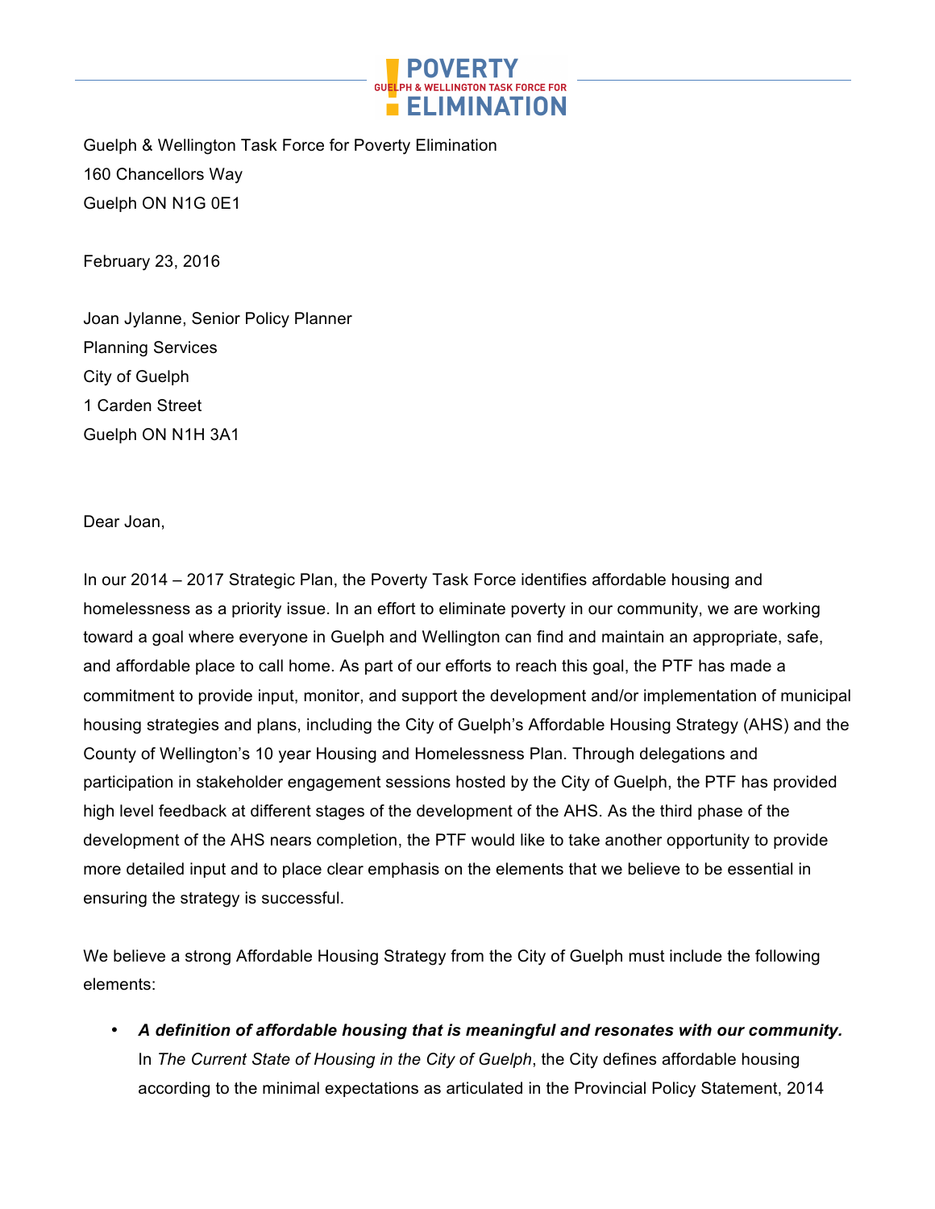**POVERTY**
**GUELPH & WELLINGTON TASK FORCE FOR**
**ELIMINATION**

Guelph & Wellington Task Force for Poverty Elimination
160 Chancellors Way
Guelph ON N1G 0E1

February 23, 2016

Joan Jylanne, Senior Policy Planner
Planning Services
City of Guelph
1 Carden Street
Guelph ON N1H 3A1

Dear Joan,

In our 2014 – 2017 Strategic Plan, the Poverty Task Force identifies affordable housing and homelessness as a priority issue. In an effort to eliminate poverty in our community, we are working toward a goal where everyone in Guelph and Wellington can find and maintain an appropriate, safe, and affordable place to call home. As part of our efforts to reach this goal, the PTF has made a commitment to provide input, monitor, and support the development and/or implementation of municipal housing strategies and plans, including the City of Guelph's Affordable Housing Strategy (AHS) and the County of Wellington's 10 year Housing and Homelessness Plan. Through delegations and participation in stakeholder engagement sessions hosted by the City of Guelph, the PTF has provided high level feedback at different stages of the development of the AHS. As the third phase of the development of the AHS nears completion, the PTF would like to take another opportunity to provide more detailed input and to place clear emphasis on the elements that we believe to be essential in ensuring the strategy is successful.

We believe a strong Affordable Housing Strategy from the City of Guelph must include the following elements:

- ***A definition of affordable housing that is meaningful and resonates with our community.*** In *The Current State of Housing in the City of Guelph*, the City defines affordable housing according to the minimal expectations as articulated in the Provincial Policy Statement, 2014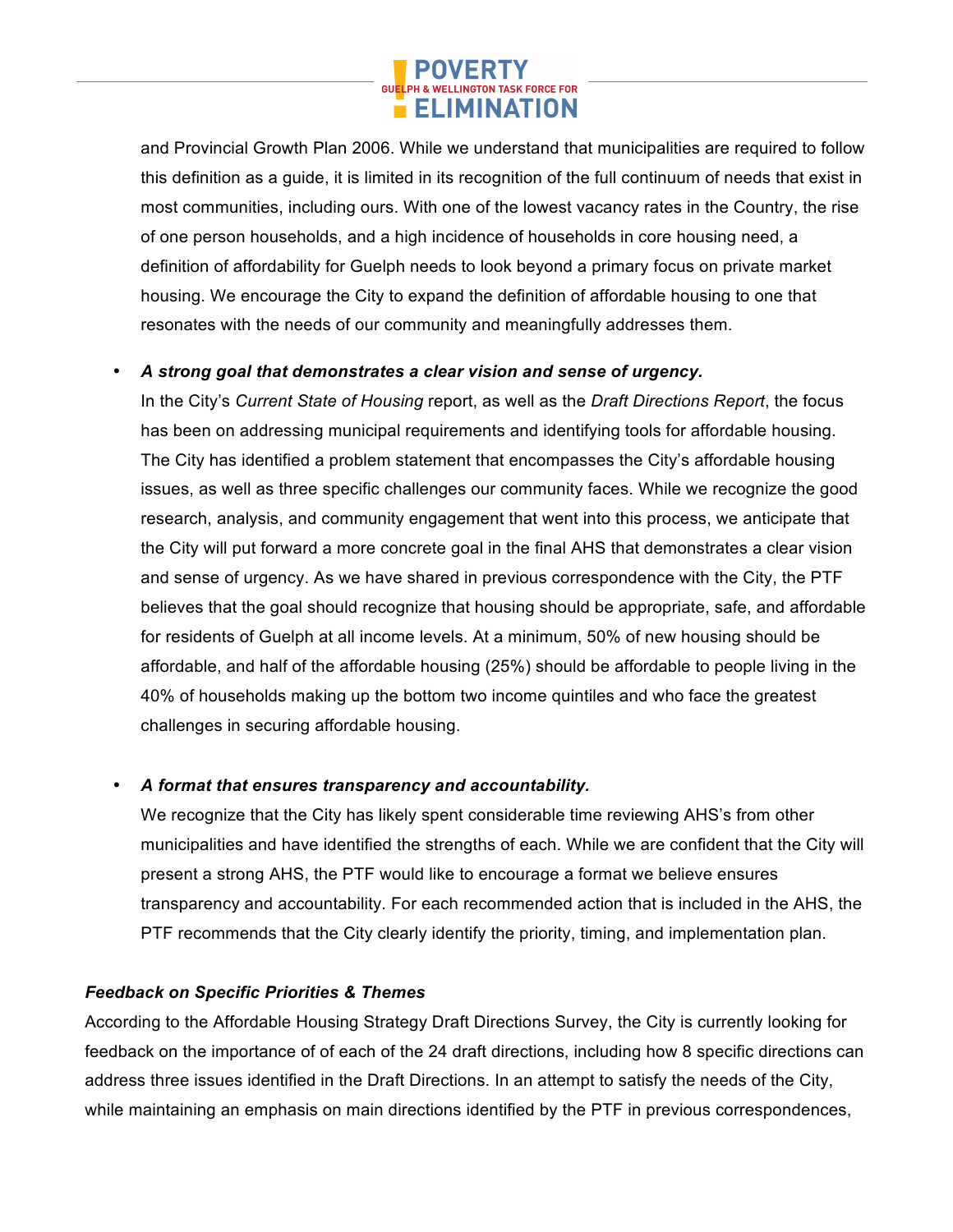and Provincial Growth Plan 2006. While we understand that municipalities are required to follow this definition as a guide, it is limited in its recognition of the full continuum of needs that exist in most communities, including ours. With one of the lowest vacancy rates in the Country, the rise of one person households, and a high incidence of households in core housing need, a definition of affordability for Guelph needs to look beyond a primary focus on private market housing. We encourage the City to expand the definition of affordable housing to one that resonates with the needs of our community and meaningfully addresses them.

- ***A strong goal that demonstrates a clear vision and sense of urgency.***
  In the City's *Current State of Housing* report, as well as the *Draft Directions Report*, the focus has been on addressing municipal requirements and identifying tools for affordable housing. The City has identified a problem statement that encompasses the City's affordable housing issues, as well as three specific challenges our community faces. While we recognize the good research, analysis, and community engagement that went into this process, we anticipate that the City will put forward a more concrete goal in the final AHS that demonstrates a clear vision and sense of urgency. As we have shared in previous correspondence with the City, the PTF believes that the goal should recognize that housing should be appropriate, safe, and affordable for residents of Guelph at all income levels. At a minimum, 50% of new housing should be affordable, and half of the affordable housing (25%) should be affordable to people living in the 40% of households making up the bottom two income quintiles and who face the greatest challenges in securing affordable housing.

- ***A format that ensures transparency and accountability.***
  We recognize that the City has likely spent considerable time reviewing AHS's from other municipalities and have identified the strengths of each. While we are confident that the City will present a strong AHS, the PTF would like to encourage a format we believe ensures transparency and accountability. For each recommended action that is included in the AHS, the PTF recommends that the City clearly identify the priority, timing, and implementation plan.

***Feedback on Specific Priorities & Themes***

According to the Affordable Housing Strategy Draft Directions Survey, the City is currently looking for feedback on the importance of of each of the 24 draft directions, including how 8 specific directions can address three issues identified in the Draft Directions. In an attempt to satisfy the needs of the City, while maintaining an emphasis on main directions identified by the PTF in previous correspondences,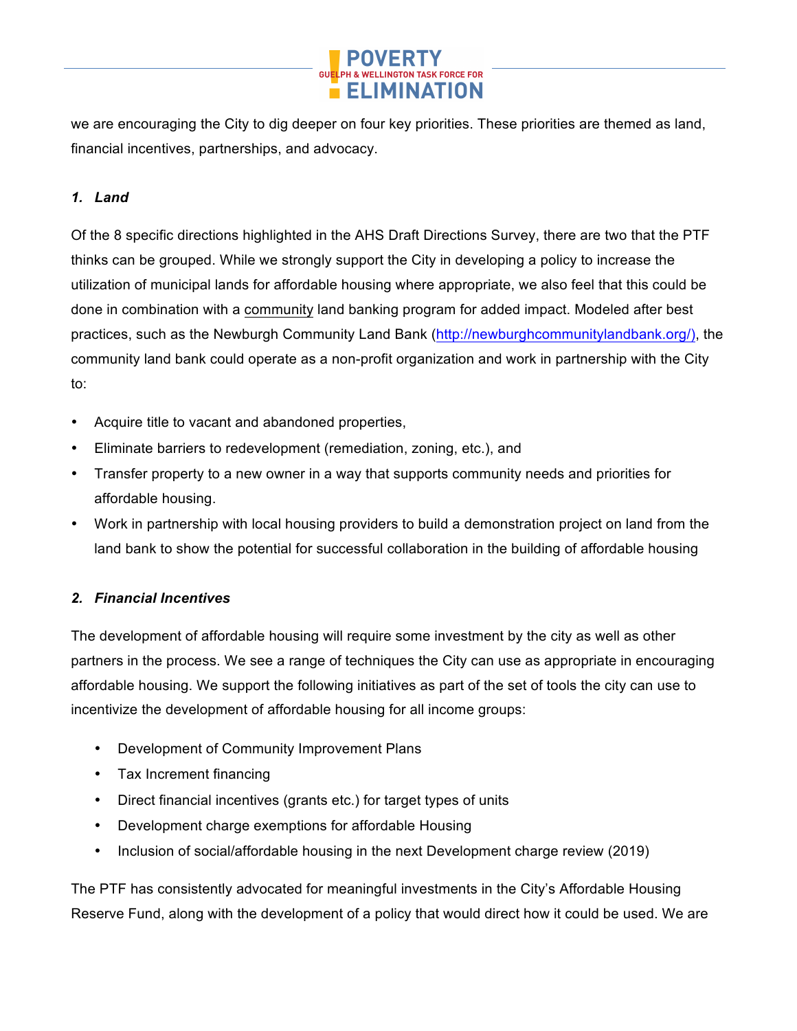we are encouraging the City to dig deeper on four key priorities. These priorities are themed as land, financial incentives, partnerships, and advocacy.

### *1. Land*

Of the 8 specific directions highlighted in the AHS Draft Directions Survey, there are two that the PTF thinks can be grouped. While we strongly support the City in developing a policy to increase the utilization of municipal lands for affordable housing where appropriate, we also feel that this could be done in combination with a community land banking program for added impact. Modeled after best practices, such as the Newburgh Community Land Bank (http://newburghcommunitylandbank.org/), the community land bank could operate as a non-profit organization and work in partnership with the City to:

- Acquire title to vacant and abandoned properties,
- Eliminate barriers to redevelopment (remediation, zoning, etc.), and
- Transfer property to a new owner in a way that supports community needs and priorities for affordable housing.
- Work in partnership with local housing providers to build a demonstration project on land from the land bank to show the potential for successful collaboration in the building of affordable housing

### ***2. Financial Incentives***

The development of affordable housing will require some investment by the city as well as other partners in the process. We see a range of techniques the City can use as appropriate in encouraging affordable housing. We support the following initiatives as part of the set of tools the city can use to incentivize the development of affordable housing for all income groups:

- Development of Community Improvement Plans
- Tax Increment financing
- Direct financial incentives (grants etc.) for target types of units
- Development charge exemptions for affordable Housing
- Inclusion of social/affordable housing in the next Development charge review (2019)

The PTF has consistently advocated for meaningful investments in the City's Affordable Housing Reserve Fund, along with the development of a policy that would direct how it could be used. We are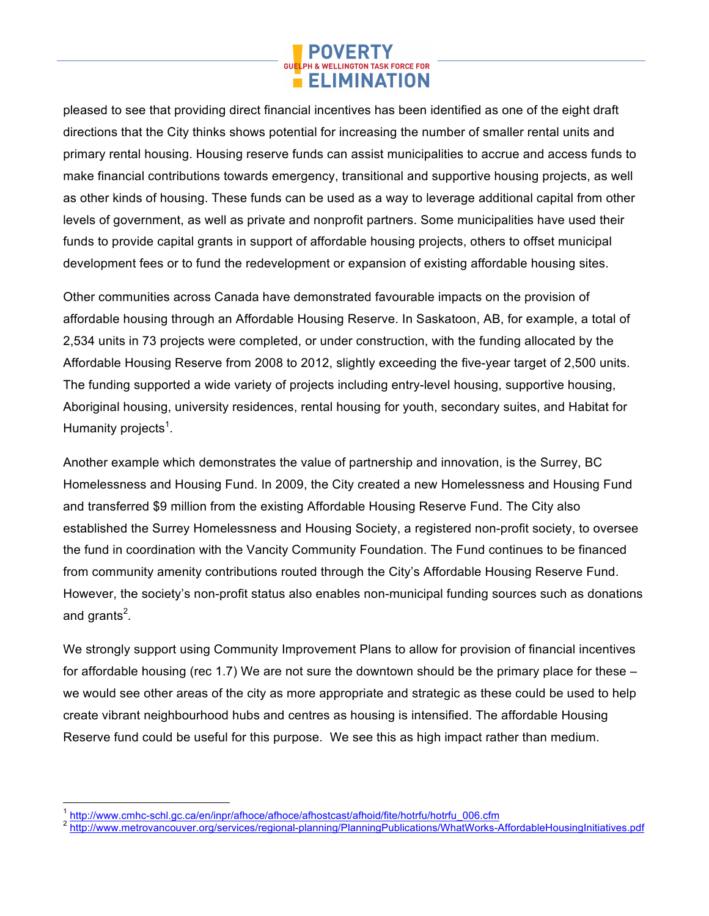pleased to see that providing direct financial incentives has been identified as one of the eight draft directions that the City thinks shows potential for increasing the number of smaller rental units and primary rental housing. Housing reserve funds can assist municipalities to accrue and access funds to make financial contributions towards emergency, transitional and supportive housing projects, as well as other kinds of housing. These funds can be used as a way to leverage additional capital from other levels of government, as well as private and nonprofit partners. Some municipalities have used their funds to provide capital grants in support of affordable housing projects, others to offset municipal development fees or to fund the redevelopment or expansion of existing affordable housing sites.

Other communities across Canada have demonstrated favourable impacts on the provision of affordable housing through an Affordable Housing Reserve. In Saskatoon, AB, for example, a total of 2,534 units in 73 projects were completed, or under construction, with the funding allocated by the Affordable Housing Reserve from 2008 to 2012, slightly exceeding the five-year target of 2,500 units. The funding supported a wide variety of projects including entry-level housing, supportive housing, Aboriginal housing, university residences, rental housing for youth, secondary suites, and Habitat for Humanity projects[1].

Another example which demonstrates the value of partnership and innovation, is the Surrey, BC Homelessness and Housing Fund. In 2009, the City created a new Homelessness and Housing Fund and transferred $9 million from the existing Affordable Housing Reserve Fund. The City also established the Surrey Homelessness and Housing Society, a registered non-profit society, to oversee the fund in coordination with the Vancity Community Foundation. The Fund continues to be financed from community amenity contributions routed through the City's Affordable Housing Reserve Fund. However, the society's non-profit status also enables non-municipal funding sources such as donations and grants[2].

We strongly support using Community Improvement Plans to allow for provision of financial incentives for affordable housing (rec 1.7) We are not sure the downtown should be the primary place for these – we would see other areas of the city as more appropriate and strategic as these could be used to help create vibrant neighbourhood hubs and centres as housing is intensified. The affordable Housing Reserve fund could be useful for this purpose. We see this as high impact rather than medium.

---

[1] http://www.cmhc-schl.gc.ca/en/inpr/afhoce/afhoce/afhostcast/afhoid/fite/hotrfu/hotrfu_006.cfm

[2] http://www.metrovancouver.org/services/regional-planning/PlanningPublications/WhatWorks-AffordableHousingInitiatives.pdf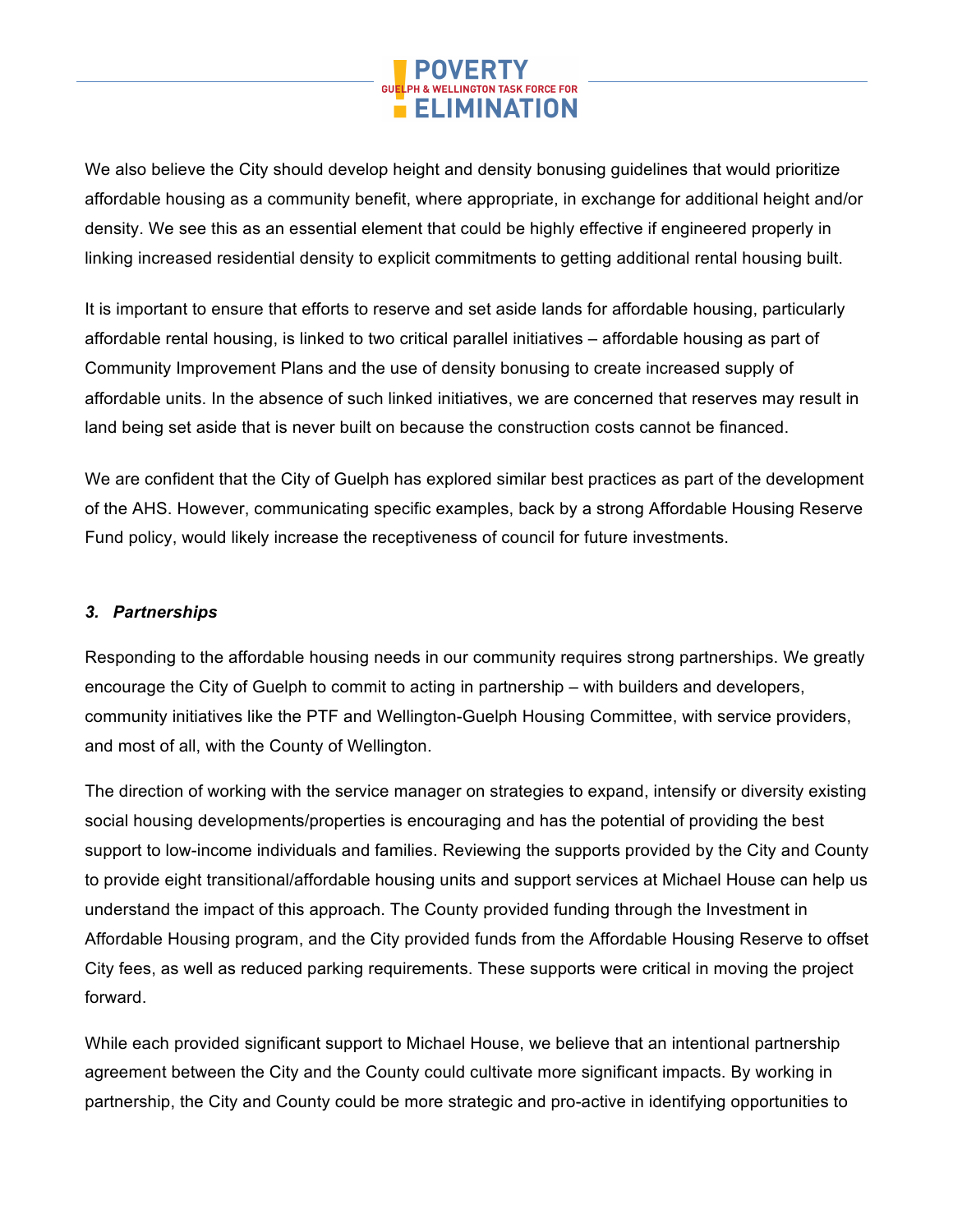We also believe the City should develop height and density bonusing guidelines that would prioritize affordable housing as a community benefit, where appropriate, in exchange for additional height and/or density. We see this as an essential element that could be highly effective if engineered properly in linking increased residential density to explicit commitments to getting additional rental housing built.

It is important to ensure that efforts to reserve and set aside lands for affordable housing, particularly affordable rental housing, is linked to two critical parallel initiatives – affordable housing as part of Community Improvement Plans and the use of density bonusing to create increased supply of affordable units. In the absence of such linked initiatives, we are concerned that reserves may result in land being set aside that is never built on because the construction costs cannot be financed.

We are confident that the City of Guelph has explored similar best practices as part of the development of the AHS. However, communicating specific examples, back by a strong Affordable Housing Reserve Fund policy, would likely increase the receptiveness of council for future investments.

### *3. Partnerships*

Responding to the affordable housing needs in our community requires strong partnerships. We greatly encourage the City of Guelph to commit to acting in partnership – with builders and developers, community initiatives like the PTF and Wellington-Guelph Housing Committee, with service providers, and most of all, with the County of Wellington.

The direction of working with the service manager on strategies to expand, intensify or diversity existing social housing developments/properties is encouraging and has the potential of providing the best support to low-income individuals and families. Reviewing the supports provided by the City and County to provide eight transitional/affordable housing units and support services at Michael House can help us understand the impact of this approach. The County provided funding through the Investment in Affordable Housing program, and the City provided funds from the Affordable Housing Reserve to offset City fees, as well as reduced parking requirements. These supports were critical in moving the project forward.

While each provided significant support to Michael House, we believe that an intentional partnership agreement between the City and the County could cultivate more significant impacts. By working in partnership, the City and County could be more strategic and pro-active in identifying opportunities to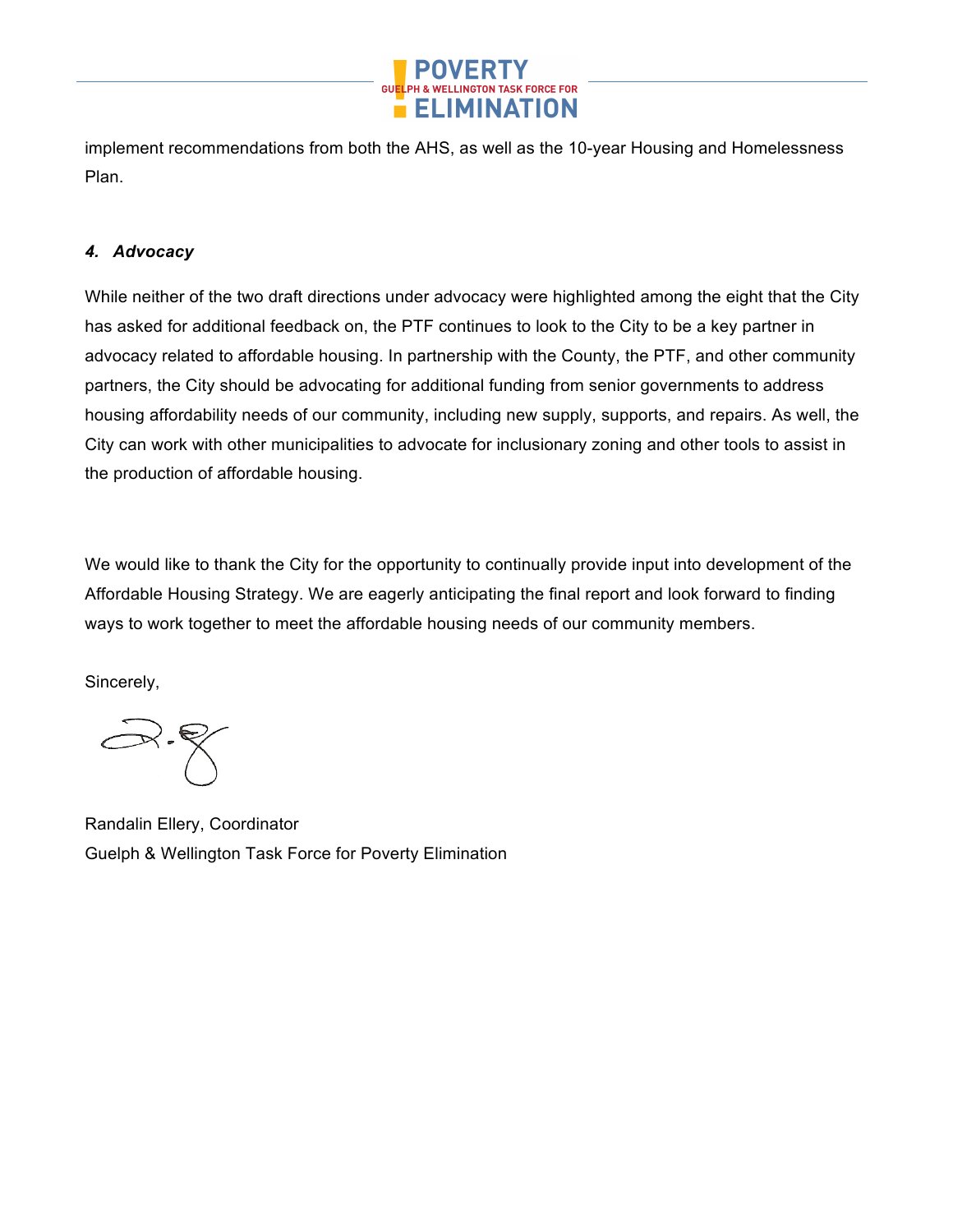implement recommendations from both the AHS, as well as the 10-year Housing and Homelessness Plan.

### *4. Advocacy*

While neither of the two draft directions under advocacy were highlighted among the eight that the City has asked for additional feedback on, the PTF continues to look to the City to be a key partner in advocacy related to affordable housing. In partnership with the County, the PTF, and other community partners, the City should be advocating for additional funding from senior governments to address housing affordability needs of our community, including new supply, supports, and repairs. As well, the City can work with other municipalities to advocate for inclusionary zoning and other tools to assist in the production of affordable housing.

We would like to thank the City for the opportunity to continually provide input into development of the Affordable Housing Strategy. We are eagerly anticipating the final report and look forward to finding ways to work together to meet the affordable housing needs of our community members.

Sincerely,

Randalin Ellery, Coordinator
Guelph & Wellington Task Force for Poverty Elimination